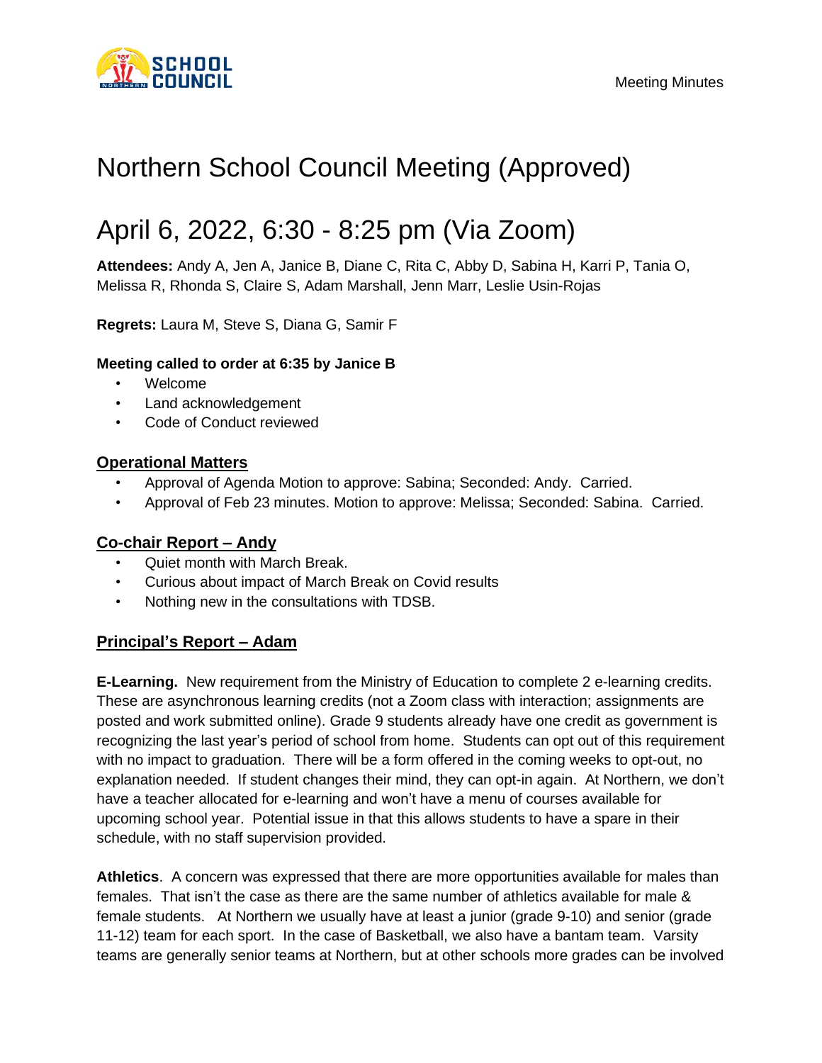Meeting Minutes

# Northern School Council Meeting (Approved)

# April 6, 2022, 6:30 - 8:25 pm (Via Zoom)

**Attendees:** Andy A, Jen A, Janice B, Diane C, Rita C, Abby D, Sabina H, Karri P, Tania O, Melissa R, Rhonda S, Claire S, Adam Marshall, Jenn Marr, Leslie Usin-Rojas

**Regrets:** Laura M, Steve S, Diana G, Samir F

**Meeting called to order at 6:35 by Janice B**

- Welcome
- Land acknowledgement
- Code of Conduct reviewed

## Operational Matters

- Approval of Agenda Motion to approve: Sabina; Seconded: Andy. Carried.
- Approval of Feb 23 minutes. Motion to approve: Melissa; Seconded: Sabina. Carried.

## Co-chair Report – Andy

- Quiet month with March Break.
- Curious about impact of March Break on Covid results
- Nothing new in the consultations with TDSB.

## Principal's Report – Adam

**E-Learning.** New requirement from the Ministry of Education to complete 2 e-learning credits. These are asynchronous learning credits (not a Zoom class with interaction; assignments are posted and work submitted online). Grade 9 students already have one credit as government is recognizing the last year's period of school from home. Students can opt out of this requirement with no impact to graduation. There will be a form offered in the coming weeks to opt-out, no explanation needed. If student changes their mind, they can opt-in again. At Northern, we don't have a teacher allocated for e-learning and won't have a menu of courses available for upcoming school year. Potential issue in that this allows students to have a spare in their schedule, with no staff supervision provided.

**Athletics**. A concern was expressed that there are more opportunities available for males than females. That isn't the case as there are the same number of athletics available for male & female students. At Northern we usually have at least a junior (grade 9-10) and senior (grade 11-12) team for each sport. In the case of Basketball, we also have a bantam team. Varsity teams are generally senior teams at Northern, but at other schools more grades can be involved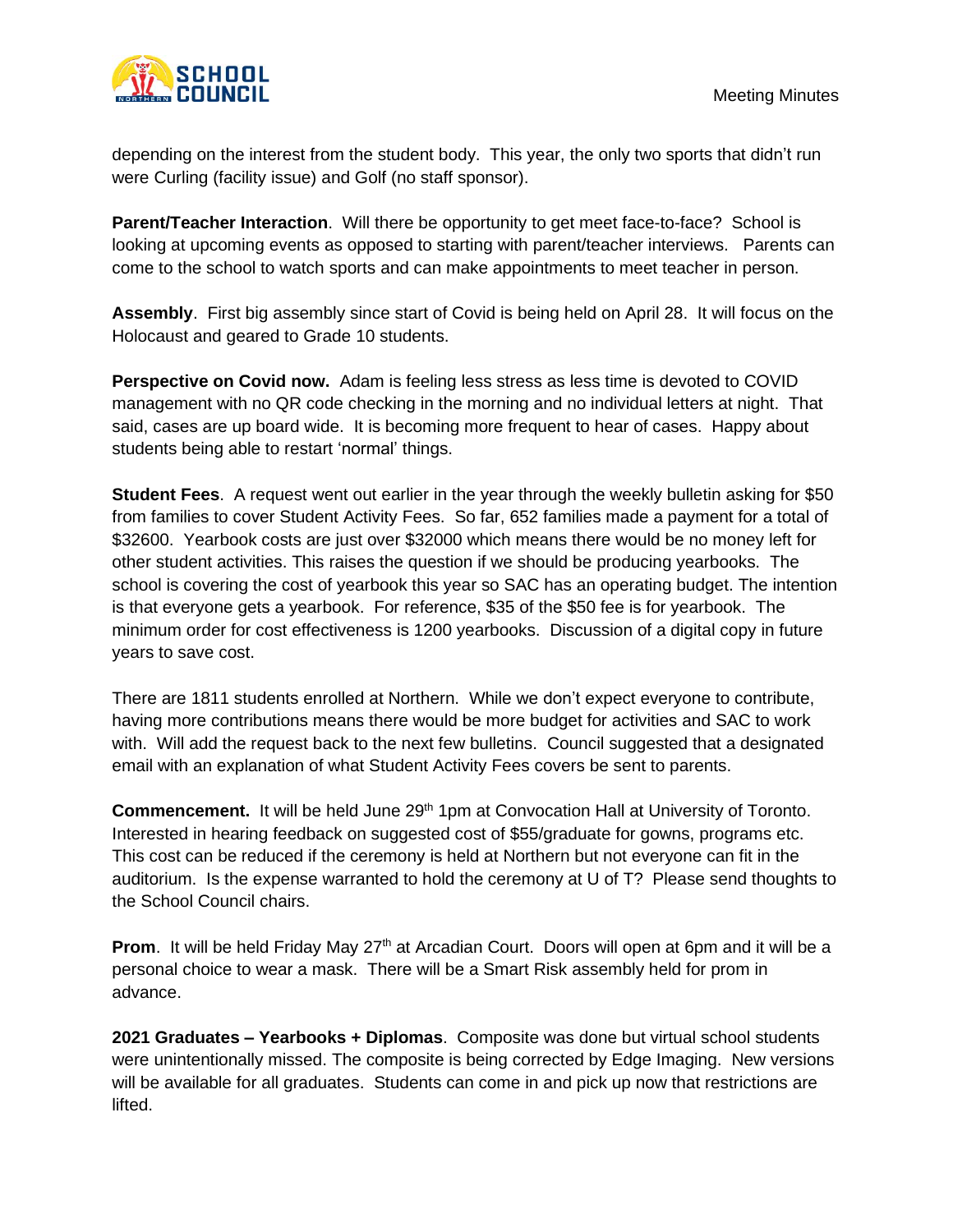depending on the interest from the student body. This year, the only two sports that didn't run were Curling (facility issue) and Golf (no staff sponsor).

**Parent/Teacher Interaction**. Will there be opportunity to get meet face-to-face? School is looking at upcoming events as opposed to starting with parent/teacher interviews. Parents can come to the school to watch sports and can make appointments to meet teacher in person.

**Assembly**. First big assembly since start of Covid is being held on April 28. It will focus on the Holocaust and geared to Grade 10 students.

**Perspective on Covid now.** Adam is feeling less stress as less time is devoted to COVID management with no QR code checking in the morning and no individual letters at night. That said, cases are up board wide. It is becoming more frequent to hear of cases. Happy about students being able to restart 'normal' things.

**Student Fees**. A request went out earlier in the year through the weekly bulletin asking for $50 from families to cover Student Activity Fees. So far, 652 families made a payment for a total of $32600. Yearbook costs are just over $32000 which means there would be no money left for other student activities. This raises the question if we should be producing yearbooks. The school is covering the cost of yearbook this year so SAC has an operating budget. The intention is that everyone gets a yearbook. For reference, $35 of the $50 fee is for yearbook. The minimum order for cost effectiveness is 1200 yearbooks. Discussion of a digital copy in future years to save cost.

There are 1811 students enrolled at Northern. While we don't expect everyone to contribute, having more contributions means there would be more budget for activities and SAC to work with. Will add the request back to the next few bulletins. Council suggested that a designated email with an explanation of what Student Activity Fees covers be sent to parents.

**Commencement.** It will be held June 29th 1pm at Convocation Hall at University of Toronto. Interested in hearing feedback on suggested cost of $55/graduate for gowns, programs etc. This cost can be reduced if the ceremony is held at Northern but not everyone can fit in the auditorium. Is the expense warranted to hold the ceremony at U of T? Please send thoughts to the School Council chairs.

**Prom**. It will be held Friday May 27th at Arcadian Court. Doors will open at 6pm and it will be a personal choice to wear a mask. There will be a Smart Risk assembly held for prom in advance.

**2021 Graduates – Yearbooks + Diplomas**. Composite was done but virtual school students were unintentionally missed. The composite is being corrected by Edge Imaging. New versions will be available for all graduates. Students can come in and pick up now that restrictions are lifted.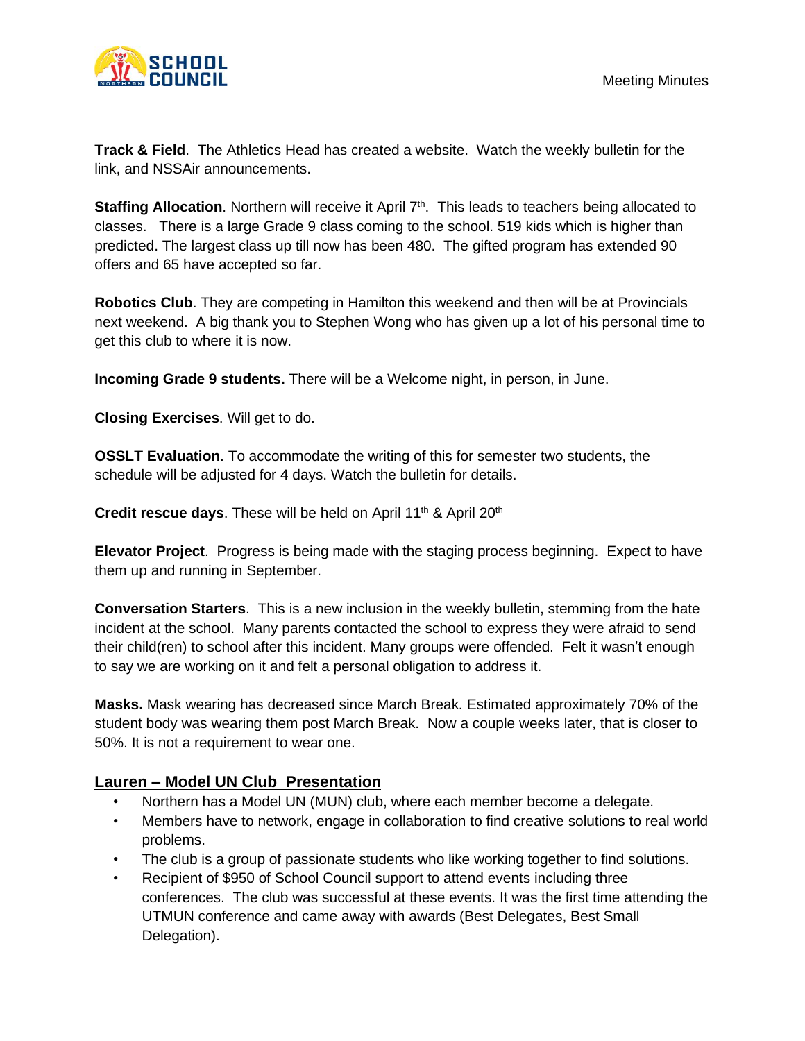**Track & Field**. The Athletics Head has created a website. Watch the weekly bulletin for the link, and NSSAir announcements.

**Staffing Allocation**. Northern will receive it April 7th. This leads to teachers being allocated to classes. There is a large Grade 9 class coming to the school. 519 kids which is higher than predicted. The largest class up till now has been 480. The gifted program has extended 90 offers and 65 have accepted so far.

**Robotics Club**. They are competing in Hamilton this weekend and then will be at Provincials next weekend. A big thank you to Stephen Wong who has given up a lot of his personal time to get this club to where it is now.

**Incoming Grade 9 students.** There will be a Welcome night, in person, in June.

**Closing Exercises**. Will get to do.

**OSSLT Evaluation**. To accommodate the writing of this for semester two students, the schedule will be adjusted for 4 days. Watch the bulletin for details.

**Credit rescue days**. These will be held on April 11th & April 20th

**Elevator Project**. Progress is being made with the staging process beginning. Expect to have them up and running in September.

**Conversation Starters**. This is a new inclusion in the weekly bulletin, stemming from the hate incident at the school. Many parents contacted the school to express they were afraid to send their child(ren) to school after this incident. Many groups were offended. Felt it wasn't enough to say we are working on it and felt a personal obligation to address it.

**Masks.** Mask wearing has decreased since March Break. Estimated approximately 70% of the student body was wearing them post March Break. Now a couple weeks later, that is closer to 50%. It is not a requirement to wear one.

## Lauren – Model UN Club Presentation

- Northern has a Model UN (MUN) club, where each member become a delegate.
- Members have to network, engage in collaboration to find creative solutions to real world problems.
- The club is a group of passionate students who like working together to find solutions.
- Recipient of $950 of School Council support to attend events including three conferences. The club was successful at these events. It was the first time attending the UTMUN conference and came away with awards (Best Delegates, Best Small Delegation).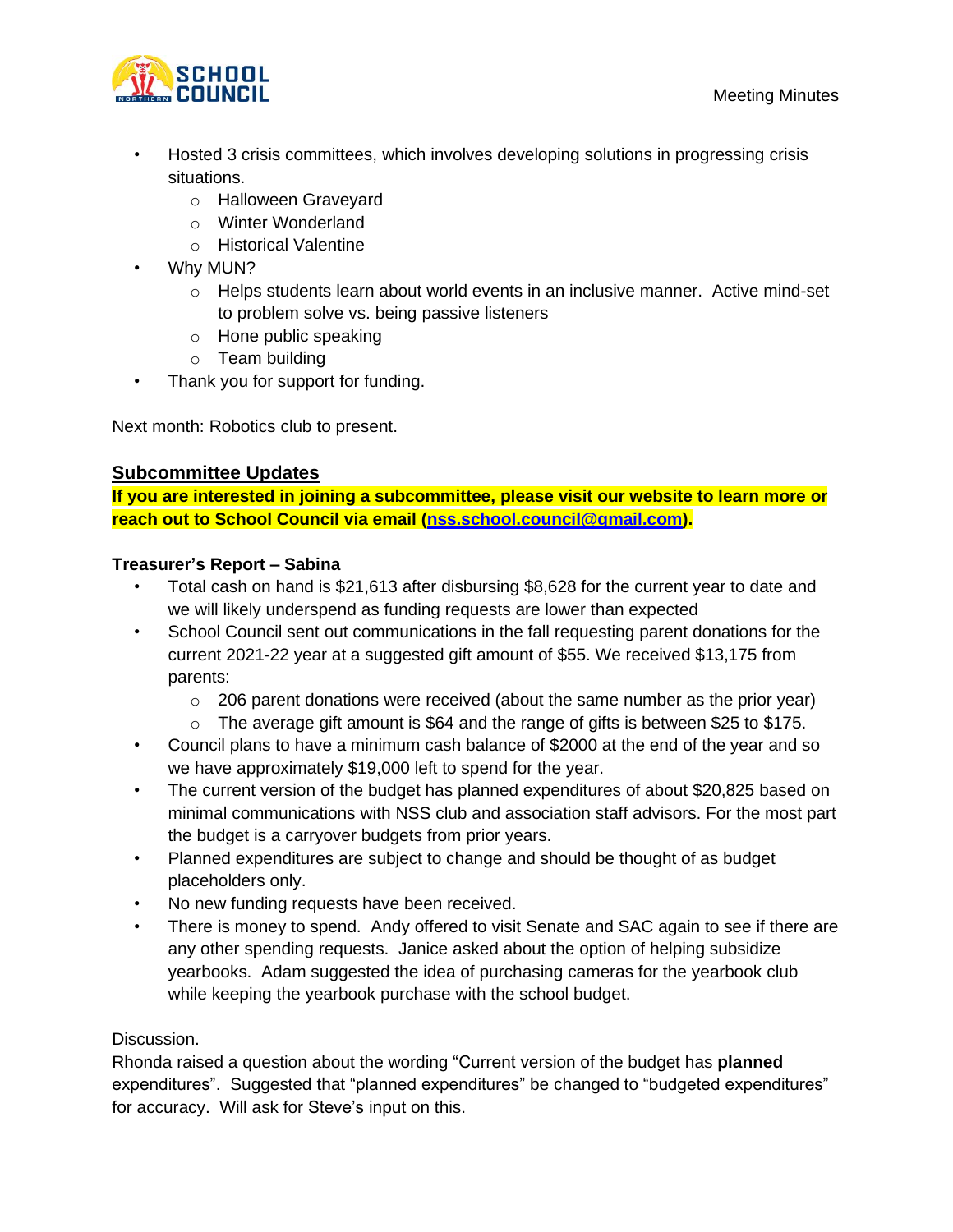- Hosted 3 crisis committees, which involves developing solutions in progressing crisis situations.
  - Halloween Graveyard
  - Winter Wonderland
  - Historical Valentine
- Why MUN?
  - Helps students learn about world events in an inclusive manner.  Active mind-set to problem solve vs. being passive listeners
  - Hone public speaking
  - Team building
- Thank you for support for funding.

Next month: Robotics club to present.

## Subcommittee Updates

**If you are interested in joining a subcommittee, please visit our website to learn more or reach out to School Council via email ([nss.school.council@gmail.com](mailto:nss.school.council@gmail.com)).**

**Treasurer's Report – Sabina**

- Total cash on hand is $21,613 after disbursing $8,628 for the current year to date and we will likely underspend as funding requests are lower than expected
- School Council sent out communications in the fall requesting parent donations for the current 2021-22 year at a suggested gift amount of $55. We received $13,175 from parents:
  - 206 parent donations were received (about the same number as the prior year)
  - The average gift amount is $64 and the range of gifts is between $25 to $175.
- Council plans to have a minimum cash balance of $2000 at the end of the year and so we have approximately $19,000 left to spend for the year.
- The current version of the budget has planned expenditures of about $20,825 based on minimal communications with NSS club and association staff advisors. For the most part the budget is a carryover budgets from prior years.
- Planned expenditures are subject to change and should be thought of as budget placeholders only.
- No new funding requests have been received.
- There is money to spend.  Andy offered to visit Senate and SAC again to see if there are any other spending requests.  Janice asked about the option of helping subsidize yearbooks.  Adam suggested the idea of purchasing cameras for the yearbook club while keeping the yearbook purchase with the school budget.

Discussion.

Rhonda raised a question about the wording "Current version of the budget has **planned** expenditures".  Suggested that "planned expenditures" be changed to "budgeted expenditures" for accuracy.  Will ask for Steve's input on this.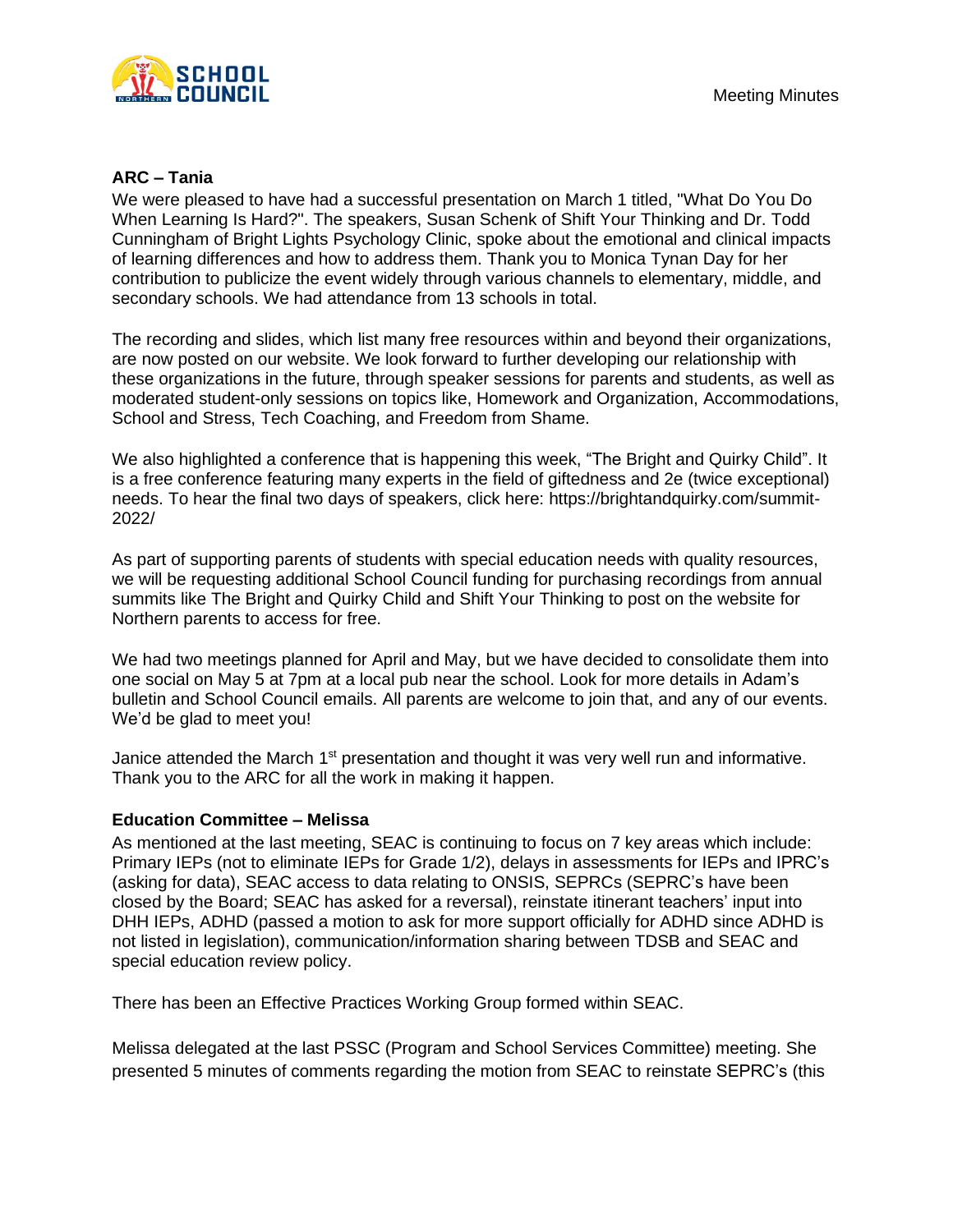**ARC – Tania**

We were pleased to have had a successful presentation on March 1 titled, "What Do You Do When Learning Is Hard?". The speakers, Susan Schenk of Shift Your Thinking and Dr. Todd Cunningham of Bright Lights Psychology Clinic, spoke about the emotional and clinical impacts of learning differences and how to address them. Thank you to Monica Tynan Day for her contribution to publicize the event widely through various channels to elementary, middle, and secondary schools. We had attendance from 13 schools in total.

The recording and slides, which list many free resources within and beyond their organizations, are now posted on our website. We look forward to further developing our relationship with these organizations in the future, through speaker sessions for parents and students, as well as moderated student-only sessions on topics like, Homework and Organization, Accommodations, School and Stress, Tech Coaching, and Freedom from Shame.

We also highlighted a conference that is happening this week, "The Bright and Quirky Child". It is a free conference featuring many experts in the field of giftedness and 2e (twice exceptional) needs. To hear the final two days of speakers, click here: https://brightandquirky.com/summit-2022/

As part of supporting parents of students with special education needs with quality resources, we will be requesting additional School Council funding for purchasing recordings from annual summits like The Bright and Quirky Child and Shift Your Thinking to post on the website for Northern parents to access for free.

We had two meetings planned for April and May, but we have decided to consolidate them into one social on May 5 at 7pm at a local pub near the school. Look for more details in Adam's bulletin and School Council emails. All parents are welcome to join that, and any of our events. We'd be glad to meet you!

Janice attended the March 1st presentation and thought it was very well run and informative. Thank you to the ARC for all the work in making it happen.

**Education Committee – Melissa**

As mentioned at the last meeting, SEAC is continuing to focus on 7 key areas which include: Primary IEPs (not to eliminate IEPs for Grade 1/2), delays in assessments for IEPs and IPRC's (asking for data), SEAC access to data relating to ONSIS, SEPRCs (SEPRC's have been closed by the Board; SEAC has asked for a reversal), reinstate itinerant teachers' input into DHH IEPs, ADHD (passed a motion to ask for more support officially for ADHD since ADHD is not listed in legislation), communication/information sharing between TDSB and SEAC and special education review policy.

There has been an Effective Practices Working Group formed within SEAC.

Melissa delegated at the last PSSC (Program and School Services Committee) meeting. She presented 5 minutes of comments regarding the motion from SEAC to reinstate SEPRC's (this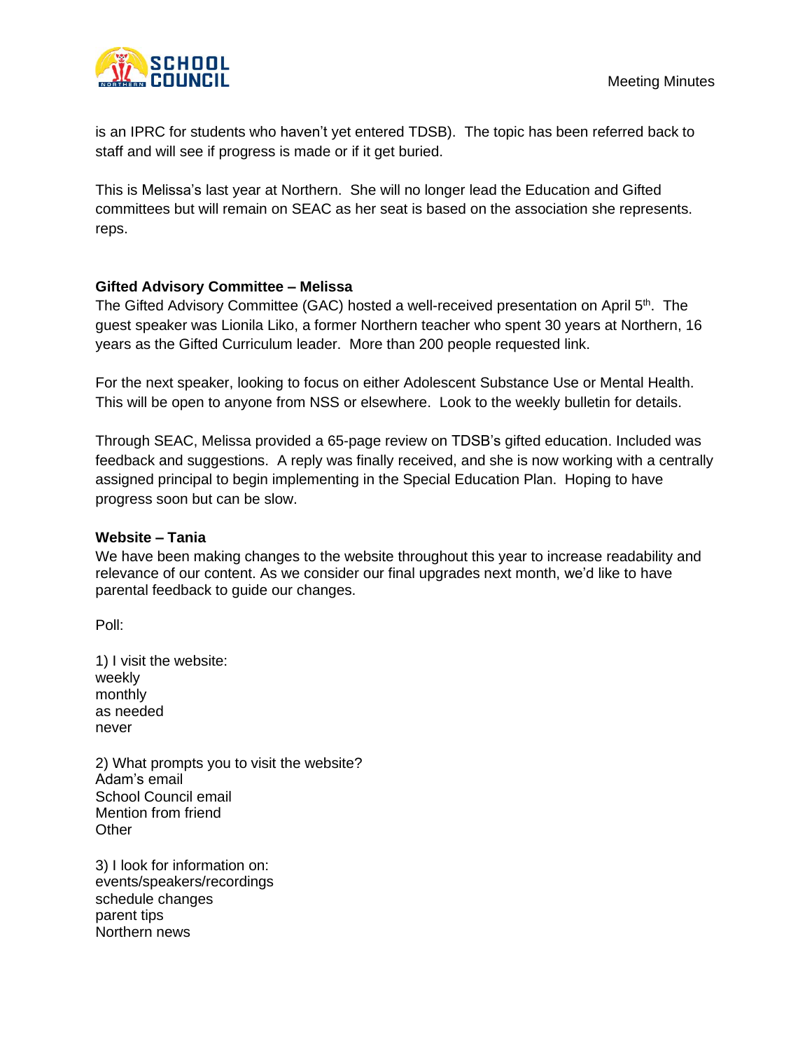is an IPRC for students who haven't yet entered TDSB). The topic has been referred back to staff and will see if progress is made or if it get buried.

This is Melissa's last year at Northern. She will no longer lead the Education and Gifted committees but will remain on SEAC as her seat is based on the association she represents. reps.

**Gifted Advisory Committee – Melissa**

The Gifted Advisory Committee (GAC) hosted a well-received presentation on April 5th. The guest speaker was Lionila Liko, a former Northern teacher who spent 30 years at Northern, 16 years as the Gifted Curriculum leader. More than 200 people requested link.

For the next speaker, looking to focus on either Adolescent Substance Use or Mental Health. This will be open to anyone from NSS or elsewhere. Look to the weekly bulletin for details.

Through SEAC, Melissa provided a 65-page review on TDSB's gifted education. Included was feedback and suggestions. A reply was finally received, and she is now working with a centrally assigned principal to begin implementing in the Special Education Plan. Hoping to have progress soon but can be slow.

**Website – Tania**

We have been making changes to the website throughout this year to increase readability and relevance of our content. As we consider our final upgrades next month, we'd like to have parental feedback to guide our changes.

Poll:

1) I visit the website:
weekly
monthly
as needed
never

2) What prompts you to visit the website?
Adam's email
School Council email
Mention from friend
Other

3) I look for information on:
events/speakers/recordings
schedule changes
parent tips
Northern news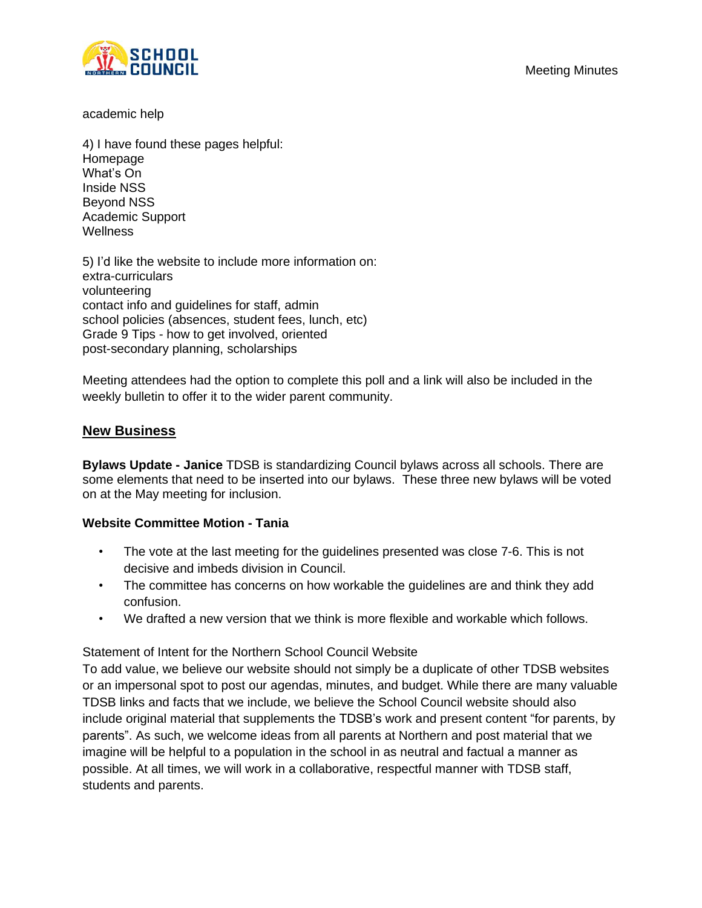academic help

4) I have found these pages helpful:
Homepage
What's On
Inside NSS
Beyond NSS
Academic Support
Wellness

5) I'd like the website to include more information on:
extra-curriculars
volunteering
contact info and guidelines for staff, admin
school policies (absences, student fees, lunch, etc)
Grade 9 Tips - how to get involved, oriented
post-secondary planning, scholarships

Meeting attendees had the option to complete this poll and a link will also be included in the weekly bulletin to offer it to the wider parent community.

## New Business

**Bylaws Update - Janice** TDSB is standardizing Council bylaws across all schools. There are some elements that need to be inserted into our bylaws. These three new bylaws will be voted on at the May meeting for inclusion.

**Website Committee Motion - Tania**

- The vote at the last meeting for the guidelines presented was close 7-6. This is not decisive and imbeds division in Council.
- The committee has concerns on how workable the guidelines are and think they add confusion.
- We drafted a new version that we think is more flexible and workable which follows.

Statement of Intent for the Northern School Council Website
To add value, we believe our website should not simply be a duplicate of other TDSB websites or an impersonal spot to post our agendas, minutes, and budget. While there are many valuable TDSB links and facts that we include, we believe the School Council website should also include original material that supplements the TDSB's work and present content "for parents, by parents". As such, we welcome ideas from all parents at Northern and post material that we imagine will be helpful to a population in the school in as neutral and factual a manner as possible. At all times, we will work in a collaborative, respectful manner with TDSB staff, students and parents.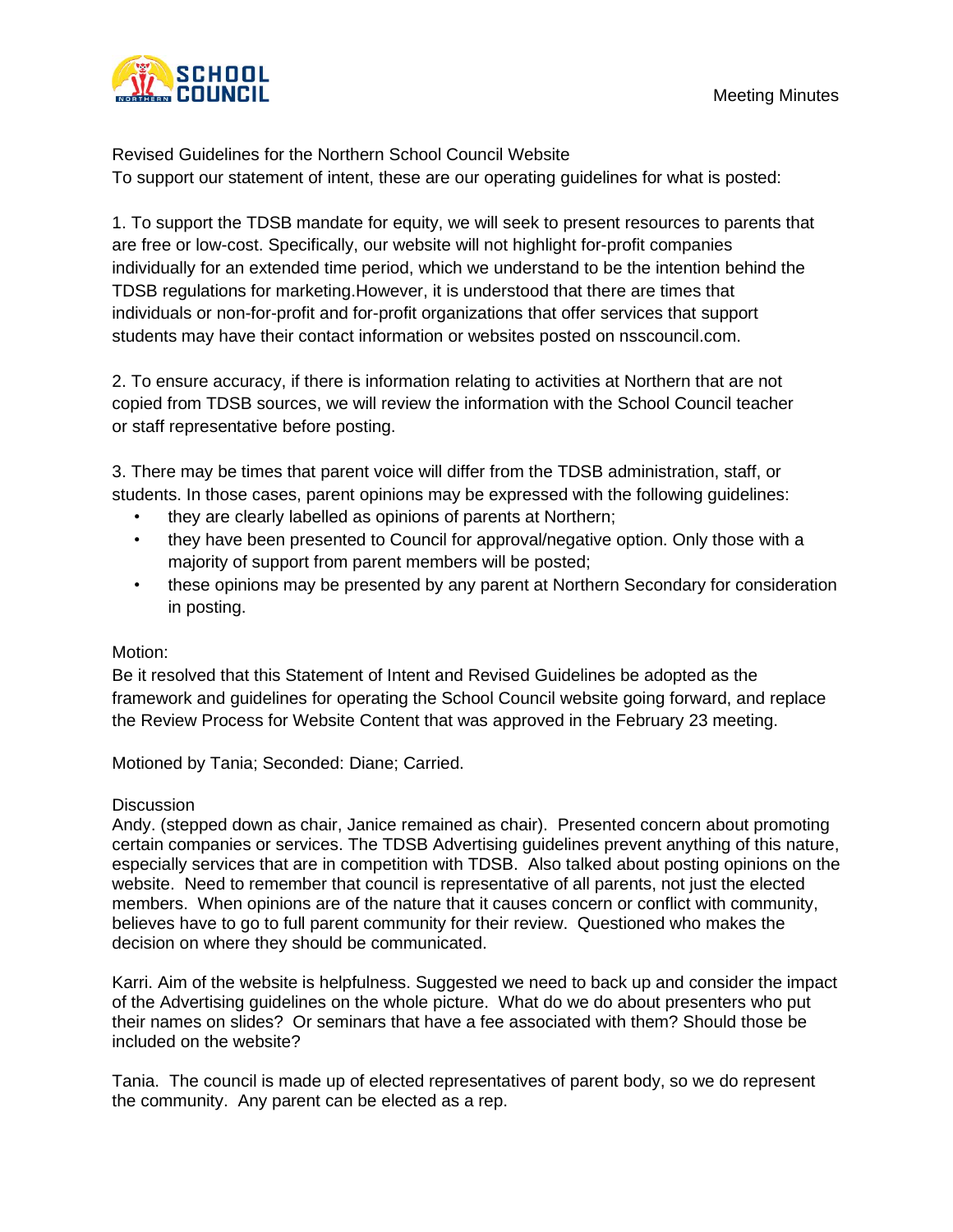Revised Guidelines for the Northern School Council Website

To support our statement of intent, these are our operating guidelines for what is posted:

1. To support the TDSB mandate for equity, we will seek to present resources to parents that are free or low-cost. Specifically, our website will not highlight for-profit companies individually for an extended time period, which we understand to be the intention behind the TDSB regulations for marketing.However, it is understood that there are times that individuals or non-for-profit and for-profit organizations that offer services that support students may have their contact information or websites posted on nsscouncil.com.

2. To ensure accuracy, if there is information relating to activities at Northern that are not copied from TDSB sources, we will review the information with the School Council teacher or staff representative before posting.

3. There may be times that parent voice will differ from the TDSB administration, staff, or students. In those cases, parent opinions may be expressed with the following guidelines:

- they are clearly labelled as opinions of parents at Northern;
- they have been presented to Council for approval/negative option. Only those with a majority of support from parent members will be posted;
- these opinions may be presented by any parent at Northern Secondary for consideration in posting.

Motion:

Be it resolved that this Statement of Intent and Revised Guidelines be adopted as the framework and guidelines for operating the School Council website going forward, and replace the Review Process for Website Content that was approved in the February 23 meeting.

Motioned by Tania; Seconded: Diane; Carried.

Discussion

Andy. (stepped down as chair, Janice remained as chair). Presented concern about promoting certain companies or services. The TDSB Advertising guidelines prevent anything of this nature, especially services that are in competition with TDSB. Also talked about posting opinions on the website. Need to remember that council is representative of all parents, not just the elected members. When opinions are of the nature that it causes concern or conflict with community, believes have to go to full parent community for their review. Questioned who makes the decision on where they should be communicated.

Karri. Aim of the website is helpfulness. Suggested we need to back up and consider the impact of the Advertising guidelines on the whole picture. What do we do about presenters who put their names on slides? Or seminars that have a fee associated with them? Should those be included on the website?

Tania. The council is made up of elected representatives of parent body, so we do represent the community. Any parent can be elected as a rep.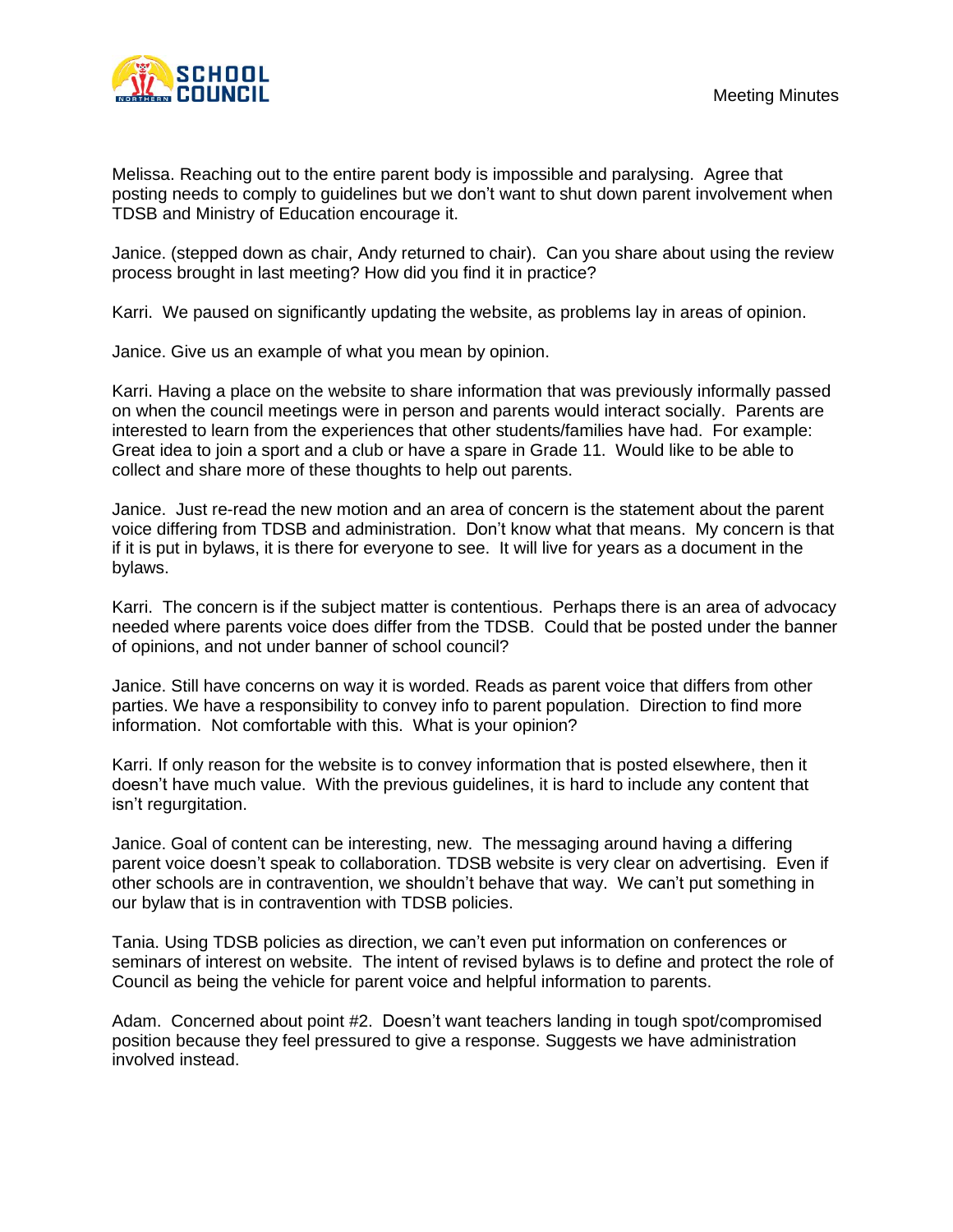Melissa. Reaching out to the entire parent body is impossible and paralysing. Agree that posting needs to comply to guidelines but we don't want to shut down parent involvement when TDSB and Ministry of Education encourage it.

Janice. (stepped down as chair, Andy returned to chair). Can you share about using the review process brought in last meeting? How did you find it in practice?

Karri. We paused on significantly updating the website, as problems lay in areas of opinion.

Janice. Give us an example of what you mean by opinion.

Karri. Having a place on the website to share information that was previously informally passed on when the council meetings were in person and parents would interact socially. Parents are interested to learn from the experiences that other students/families have had. For example: Great idea to join a sport and a club or have a spare in Grade 11. Would like to be able to collect and share more of these thoughts to help out parents.

Janice. Just re-read the new motion and an area of concern is the statement about the parent voice differing from TDSB and administration. Don't know what that means. My concern is that if it is put in bylaws, it is there for everyone to see. It will live for years as a document in the bylaws.

Karri. The concern is if the subject matter is contentious. Perhaps there is an area of advocacy needed where parents voice does differ from the TDSB. Could that be posted under the banner of opinions, and not under banner of school council?

Janice. Still have concerns on way it is worded. Reads as parent voice that differs from other parties. We have a responsibility to convey info to parent population. Direction to find more information. Not comfortable with this. What is your opinion?

Karri. If only reason for the website is to convey information that is posted elsewhere, then it doesn't have much value. With the previous guidelines, it is hard to include any content that isn't regurgitation.

Janice. Goal of content can be interesting, new. The messaging around having a differing parent voice doesn't speak to collaboration. TDSB website is very clear on advertising. Even if other schools are in contravention, we shouldn't behave that way. We can't put something in our bylaw that is in contravention with TDSB policies.

Tania. Using TDSB policies as direction, we can't even put information on conferences or seminars of interest on website. The intent of revised bylaws is to define and protect the role of Council as being the vehicle for parent voice and helpful information to parents.

Adam. Concerned about point #2. Doesn't want teachers landing in tough spot/compromised position because they feel pressured to give a response. Suggests we have administration involved instead.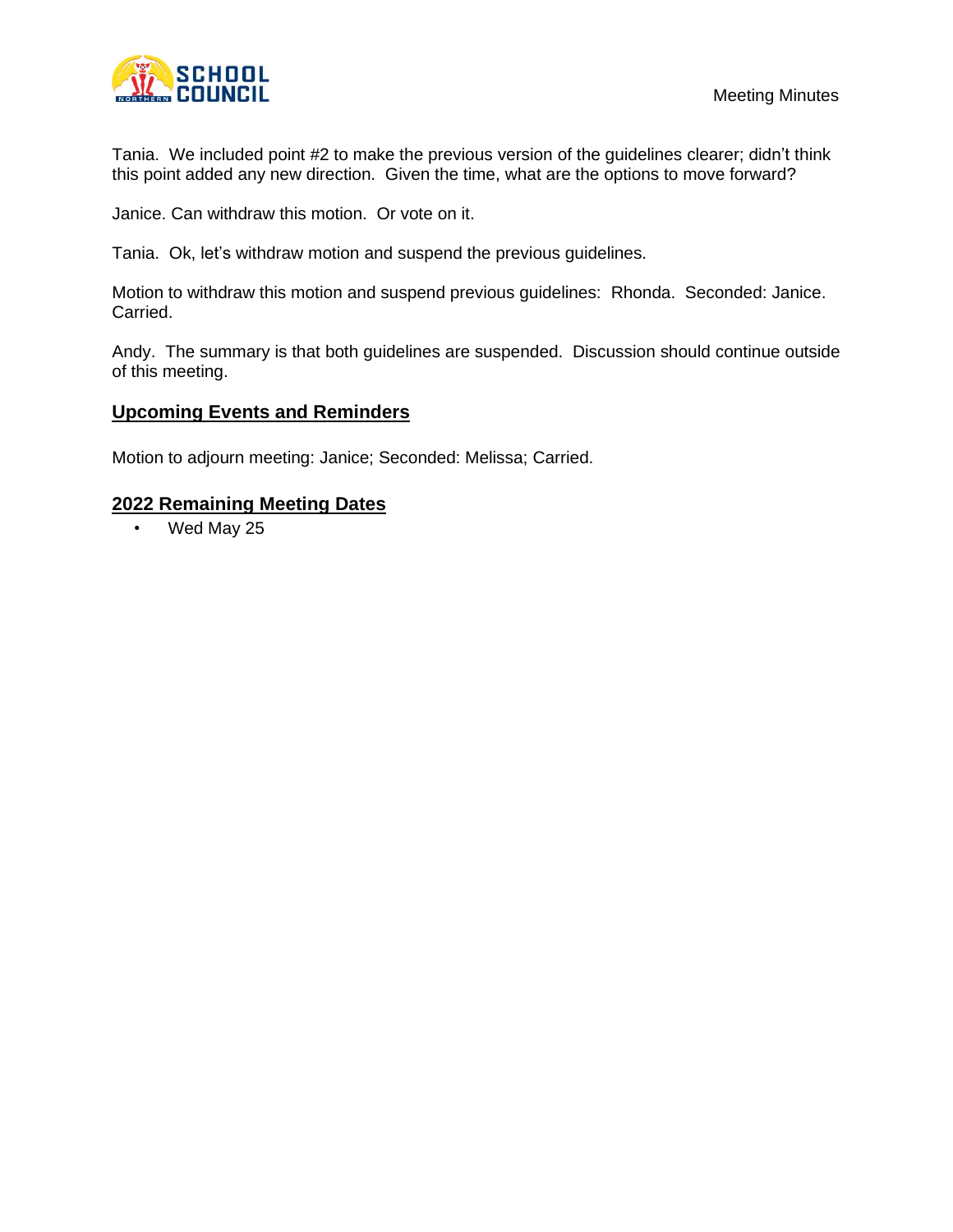Tania. We included point #2 to make the previous version of the guidelines clearer; didn't think this point added any new direction. Given the time, what are the options to move forward?

Janice. Can withdraw this motion. Or vote on it.

Tania. Ok, let's withdraw motion and suspend the previous guidelines.

Motion to withdraw this motion and suspend previous guidelines: Rhonda. Seconded: Janice. Carried.

Andy. The summary is that both guidelines are suspended. Discussion should continue outside of this meeting.

## Upcoming Events and Reminders

Motion to adjourn meeting: Janice; Seconded: Melissa; Carried.

## 2022 Remaining Meeting Dates

- Wed May 25